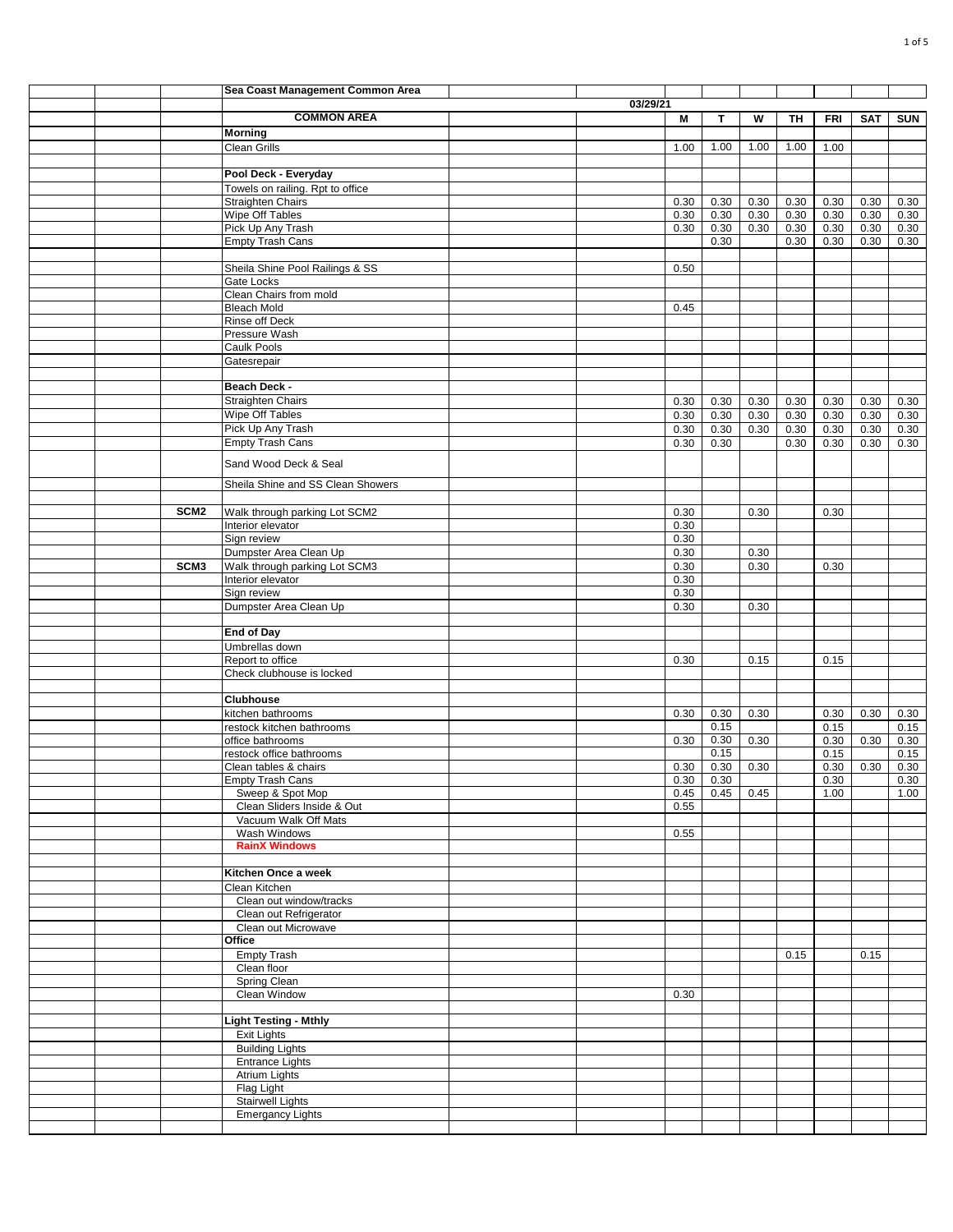| | Sea Coast Management Common Area | | | | | | | | |
|---|---|---|---|---|---|---|---|---|---|
| | | 03/29/21 | | | | | | | |
| | **COMMON AREA** | | **M** | **T** | **W** | **TH** | **FRI** | **SAT** | **SUN** |
| | **Morning** | | | | | | | | |
| | Clean Grills | | 1.00 | 1.00 | 1.00 | 1.00 | 1.00 | | |
| | | | | | | | | | |
| | **Pool Deck - Everyday** | | | | | | | | |
| | Towels on railing. Rpt to office | | | | | | | | |
| | Straighten Chairs | | 0.30 | 0.30 | 0.30 | 0.30 | 0.30 | 0.30 | 0.30 |
| | Wipe Off Tables | | 0.30 | 0.30 | 0.30 | 0.30 | 0.30 | 0.30 | 0.30 |
| | Pick Up Any Trash | | 0.30 | 0.30 | 0.30 | 0.30 | 0.30 | 0.30 | 0.30 |
| | Empty Trash Cans | | | 0.30 | | 0.30 | 0.30 | 0.30 | 0.30 |
| | | | | | | | | | |
| | Sheila Shine Pool Railings & SS | | 0.50 | | | | | | |
| | Gate Locks | | | | | | | | |
| | Clean Chairs from mold | | | | | | | | |
| | Bleach Mold | | 0.45 | | | | | | |
| | Rinse off Deck | | | | | | | | |
| | Pressure Wash | | | | | | | | |
| | Caulk Pools | | | | | | | | |
| | Gatesrepair | | | | | | | | |
| | | | | | | | | | |
| | **Beach Deck -** | | | | | | | | |
| | Straighten Chairs | | 0.30 | 0.30 | 0.30 | 0.30 | 0.30 | 0.30 | 0.30 |
| | Wipe Off Tables | | 0.30 | 0.30 | 0.30 | 0.30 | 0.30 | 0.30 | 0.30 |
| | Pick Up Any Trash | | 0.30 | 0.30 | 0.30 | 0.30 | 0.30 | 0.30 | 0.30 |
| | Empty Trash Cans | | 0.30 | 0.30 | | 0.30 | 0.30 | 0.30 | 0.30 |
| | Sand Wood Deck & Seal | | | | | | | | |
| | Sheila Shine and SS Clean Showers | | | | | | | | |
| | | | | | | | | | |
| **SCM2** | Walk through parking Lot SCM2 | | 0.30 | | 0.30 | | 0.30 | | |
| | Interior elevator | | 0.30 | | | | | | |
| | Sign review | | 0.30 | | | | | | |
| | Dumpster Area Clean Up | | 0.30 | | 0.30 | | | | |
| **SCM3** | Walk through parking Lot SCM3 | | 0.30 | | 0.30 | | 0.30 | | |
| | Interior elevator | | 0.30 | | | | | | |
| | Sign review | | 0.30 | | | | | | |
| | Dumpster Area Clean Up | | 0.30 | | 0.30 | | | | |
| | | | | | | | | | |
| | **End of Day** | | | | | | | | |
| | Umbrellas down | | | | | | | | |
| | Report to office | | 0.30 | | 0.15 | | 0.15 | | |
| | Check clubhouse is locked | | | | | | | | |
| | | | | | | | | | |
| | **Clubhouse** | | | | | | | | |
| | kitchen bathrooms | | 0.30 | 0.30 | 0.30 | | 0.30 | 0.30 | 0.30 |
| | restock kitchen bathrooms | | | 0.15 | | | 0.15 | | 0.15 |
| | office bathrooms | | 0.30 | 0.30 | 0.30 | | 0.30 | 0.30 | 0.30 |
| | restock office bathrooms | | | 0.15 | | | 0.15 | | 0.15 |
| | Clean tables & chairs | | 0.30 | 0.30 | 0.30 | | 0.30 | 0.30 | 0.30 |
| | Empty Trash Cans | | 0.30 | 0.30 | | | 0.30 | | 0.30 |
| | Sweep & Spot Mop | | 0.45 | 0.45 | 0.45 | | 1.00 | | 1.00 |
| | Clean Sliders Inside & Out | | 0.55 | | | | | | |
| | Vacuum Walk Off Mats | | | | | | | | |
| | Wash Windows | | 0.55 | | | | | | |
| | **RainX Windows** | | | | | | | | |
| | | | | | | | | | |
| | **Kitchen Once a week** | | | | | | | | |
| | Clean Kitchen | | | | | | | | |
| | Clean out window/tracks | | | | | | | | |
| | Clean out Refrigerator | | | | | | | | |
| | Clean out Microwave | | | | | | | | |
| | **Office** | | | | | | | | |
| | Empty Trash | | | | | 0.15 | | 0.15 | |
| | Clean floor | | | | | | | | |
| | Spring Clean | | | | | | | | |
| | Clean Window | | 0.30 | | | | | | |
| | | | | | | | | | |
| | **Light Testing - Mthly** | | | | | | | | |
| | Exit Lights | | | | | | | | |
| | Building Lights | | | | | | | | |
| | Entrance Lights | | | | | | | | |
| | Atrium Lights | | | | | | | | |
| | Flag Light | | | | | | | | |
| | Stairwell Lights | | | | | | | | |
| | Emergancy Lights | | | | | | | | |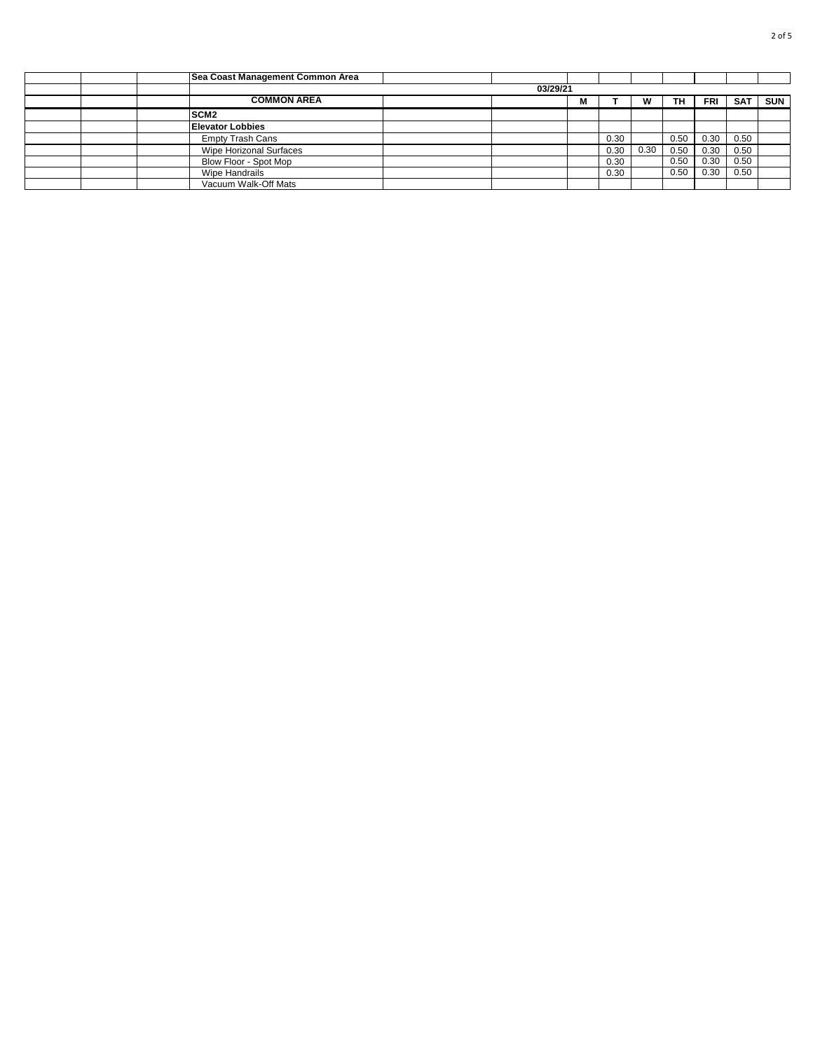| | | | Sea Coast Management Common Area | | | | | | | | | |
|---|---|---|---|---|---|---|---|---|---|---|---|---|
| | | | | | 03/29/21 | | | | | | | |
| | | | COMMON AREA | | | M | T | W | TH | FRI | SAT | SUN |
| | | | SCM2 | | | | | | | | | |
| | | | Elevator Lobbies | | | | | | | | | |
| | | | Empty Trash Cans | | | | 0.30 | | 0.50 | 0.30 | 0.50 | |
| | | | Wipe Horizonal Surfaces | | | | 0.30 | 0.30 | 0.50 | 0.30 | 0.50 | |
| | | | Blow Floor - Spot Mop | | | | 0.30 | | 0.50 | 0.30 | 0.50 | |
| | | | Wipe Handrails | | | | 0.30 | | 0.50 | 0.30 | 0.50 | |
| | | | Vacuum Walk-Off Mats | | | | | | | | | |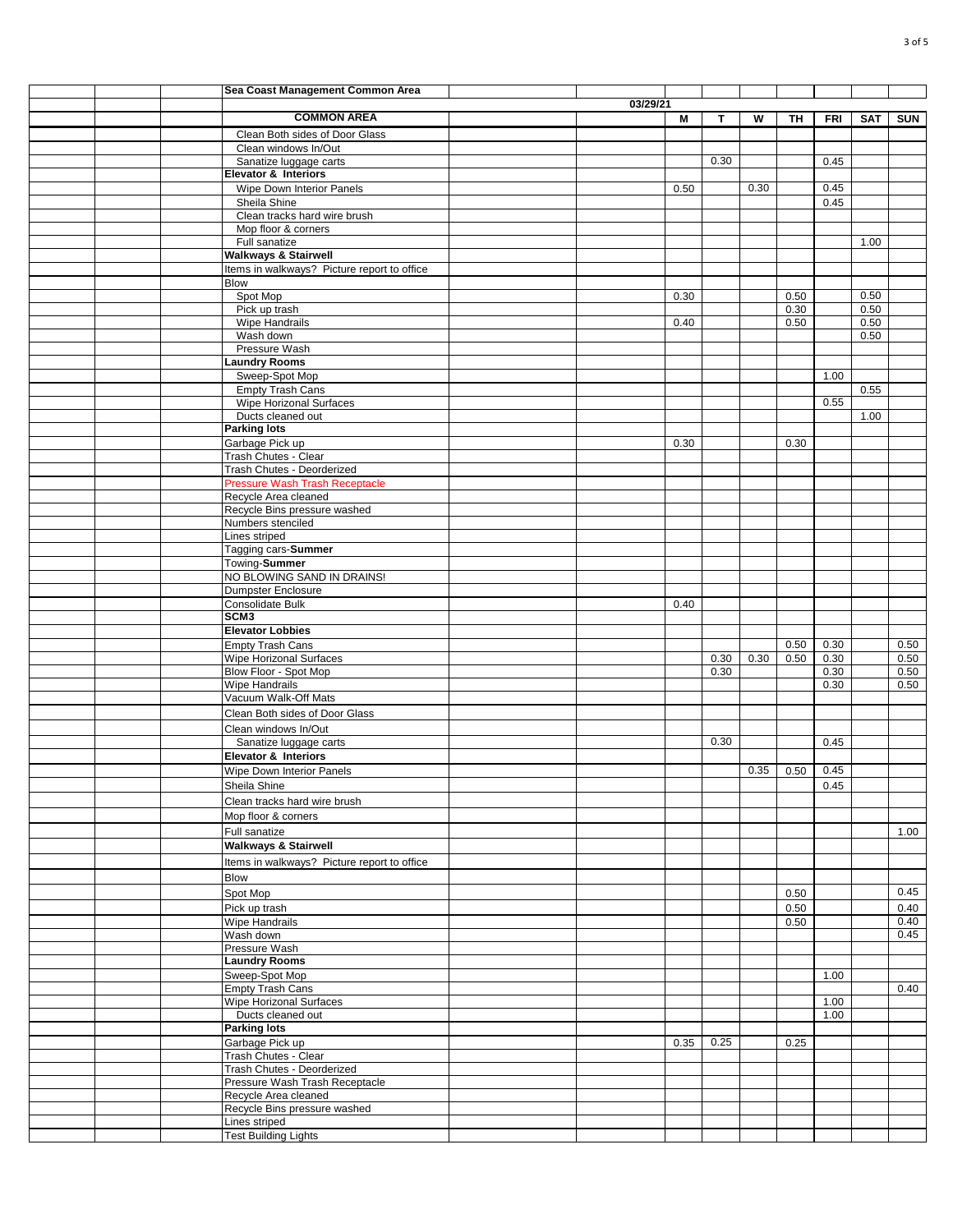| Sea Coast Management Common Area | | | | | | | | |
|---|---|---|---|---|---|---|---|---|
| | 03/29/21 | | | | | | | |
| **COMMON AREA** | | M | T | W | TH | FRI | SAT | SUN |
| Clean Both sides of Door Glass | | | | | | | | |
| Clean windows In/Out | | | | | | | | |
| Sanatize luggage carts | | | 0.30 | | | 0.45 | | |
| **Elevator & Interiors** | | | | | | | | |
| Wipe Down Interior Panels | | 0.50 | | 0.30 | | 0.45 | | |
| Sheila Shine | | | | | | 0.45 | | |
| Clean tracks hard wire brush | | | | | | | | |
| Mop floor & corners | | | | | | | | |
| Full sanatize | | | | | | | 1.00 | |
| **Walkways & Stairwell** | | | | | | | | |
| Items in walkways? Picture report to office | | | | | | | | |
| Blow | | | | | | | | |
| Spot Mop | | 0.30 | | | 0.50 | | 0.50 | |
| Pick up trash | | | | | 0.30 | | 0.50 | |
| Wipe Handrails | | 0.40 | | | 0.50 | | 0.50 | |
| Wash down | | | | | | | 0.50 | |
| Pressure Wash | | | | | | | | |
| **Laundry Rooms** | | | | | | | | |
| Sweep-Spot Mop | | | | | | 1.00 | | |
| Empty Trash Cans | | | | | | | 0.55 | |
| Wipe Horizonal Surfaces | | | | | | 0.55 | | |
| Ducts cleaned out | | | | | | | 1.00 | |
| **Parking lots** | | | | | | | | |
| Garbage Pick up | | 0.30 | | | 0.30 | | | |
| Trash Chutes - Clear | | | | | | | | |
| Trash Chutes - Deorderized | | | | | | | | |
| Pressure Wash Trash Receptacle | | | | | | | | |
| Recycle Area cleaned | | | | | | | | |
| Recycle Bins pressure washed | | | | | | | | |
| Numbers stenciled | | | | | | | | |
| Lines striped | | | | | | | | |
| Tagging cars-**Summer** | | | | | | | | |
| Towing-**Summer** | | | | | | | | |
| NO BLOWING SAND IN DRAINS! | | | | | | | | |
| Dumpster Enclosure | | | | | | | | |
| Consolidate Bulk | | 0.40 | | | | | | |
| **SCM3** | | | | | | | | |
| **Elevator Lobbies** | | | | | | | | |
| Empty Trash Cans | | | | | 0.50 | 0.30 | | 0.50 |
| Wipe Horizontal Surfaces | | | 0.30 | 0.30 | 0.50 | 0.30 | | 0.50 |
| Blow Floor - Spot Mop | | | 0.30 | | | 0.30 | | 0.50 |
| Wipe Handrails | | | | | | 0.30 | | 0.50 |
| Vacuum Walk-Off Mats | | | | | | | | |
| Clean Both sides of Door Glass | | | | | | | | |
| Clean windows In/Out | | | | | | | | |
| Sanatize luggage carts | | | 0.30 | | | 0.45 | | |
| **Elevator & Interiors** | | | | | | | | |
| Wipe Down Interior Panels | | | | 0.35 | 0.50 | 0.45 | | |
| Sheila Shine | | | | | | 0.45 | | |
| Clean tracks hard wire brush | | | | | | | | |
| Mop floor & corners | | | | | | | | |
| Full sanatize | | | | | | | | 1.00 |
| **Walkways & Stairwell** | | | | | | | | |
| Items in walkways? Picture report to office | | | | | | | | |
| Blow | | | | | | | | |
| Spot Mop | | | | | 0.50 | | | 0.45 |
| Pick up trash | | | | | 0.50 | | | 0.40 |
| Wipe Handrails | | | | | 0.50 | | | 0.40 |
| Wash down | | | | | | | | 0.45 |
| Pressure Wash | | | | | | | | |
| **Laundry Rooms** | | | | | | | | |
| Sweep-Spot Mop | | | | | | 1.00 | | |
| Empty Trash Cans | | | | | | | | 0.40 |
| Wipe Horizonal Surfaces | | | | | | 1.00 | | |
| Ducts cleaned out | | | | | | 1.00 | | |
| **Parking lots** | | | | | | | | |
| Garbage Pick up | | 0.35 | 0.25 | | 0.25 | | | |
| Trash Chutes - Clear | | | | | | | | |
| Trash Chutes - Deorderized | | | | | | | | |
| Pressure Wash Trash Receptacle | | | | | | | | |
| Recycle Area cleaned | | | | | | | | |
| Recycle Bins pressure washed | | | | | | | | |
| Lines striped | | | | | | | | |
| Test Building Lights | | | | | | | | |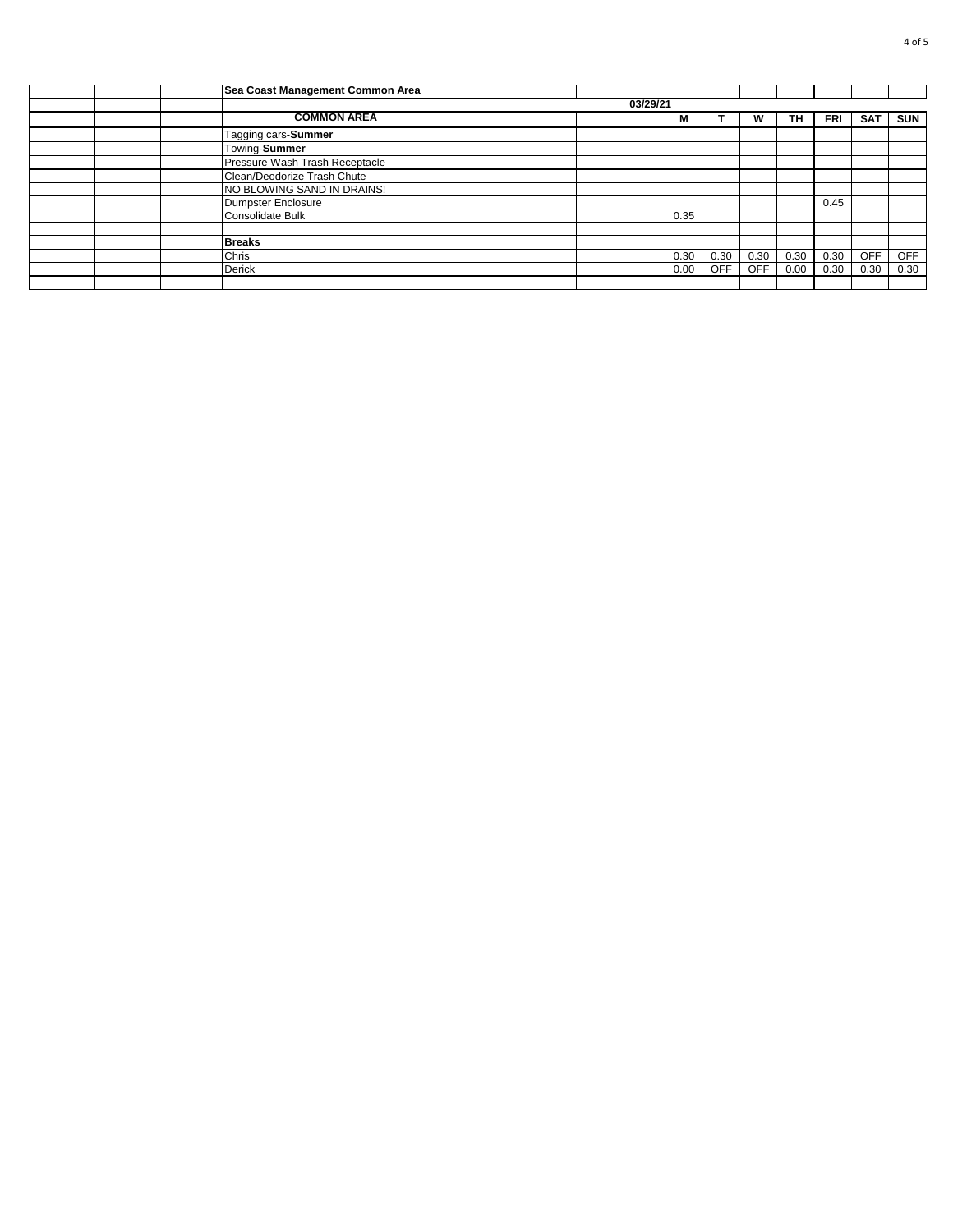| | | | Sea Coast Management Common Area | | | | | | | | | |
|---|---|---|---|---|---|---|---|---|---|---|---|---|
| | | | | | 03/29/21 | | | | | | | |
| | | | **COMMON AREA** | | | **M** | **T** | **W** | **TH** | **FRI** | **SAT** | **SUN** |
| | | | Tagging cars-**Summer** | | | | | | | | | |
| | | | Towing-**Summer** | | | | | | | | | |
| | | | Pressure Wash Trash Receptacle | | | | | | | | | |
| | | | Clean/Deodorize Trash Chute | | | | | | | | | |
| | | | NO BLOWING SAND IN DRAINS! | | | | | | | | | |
| | | | Dumpster Enclosure | | | | | | | 0.45 | | |
| | | | Consolidate Bulk | | | 0.35 | | | | | | |
| | | | | | | | | | | | | |
| | | | **Breaks** | | | | | | | | | |
| | | | Chris | | | 0.30 | 0.30 | 0.30 | 0.30 | 0.30 | OFF | OFF |
| | | | Derick | | | 0.00 | OFF | OFF | 0.00 | 0.30 | 0.30 | 0.30 |
| | | | | | | | | | | | | |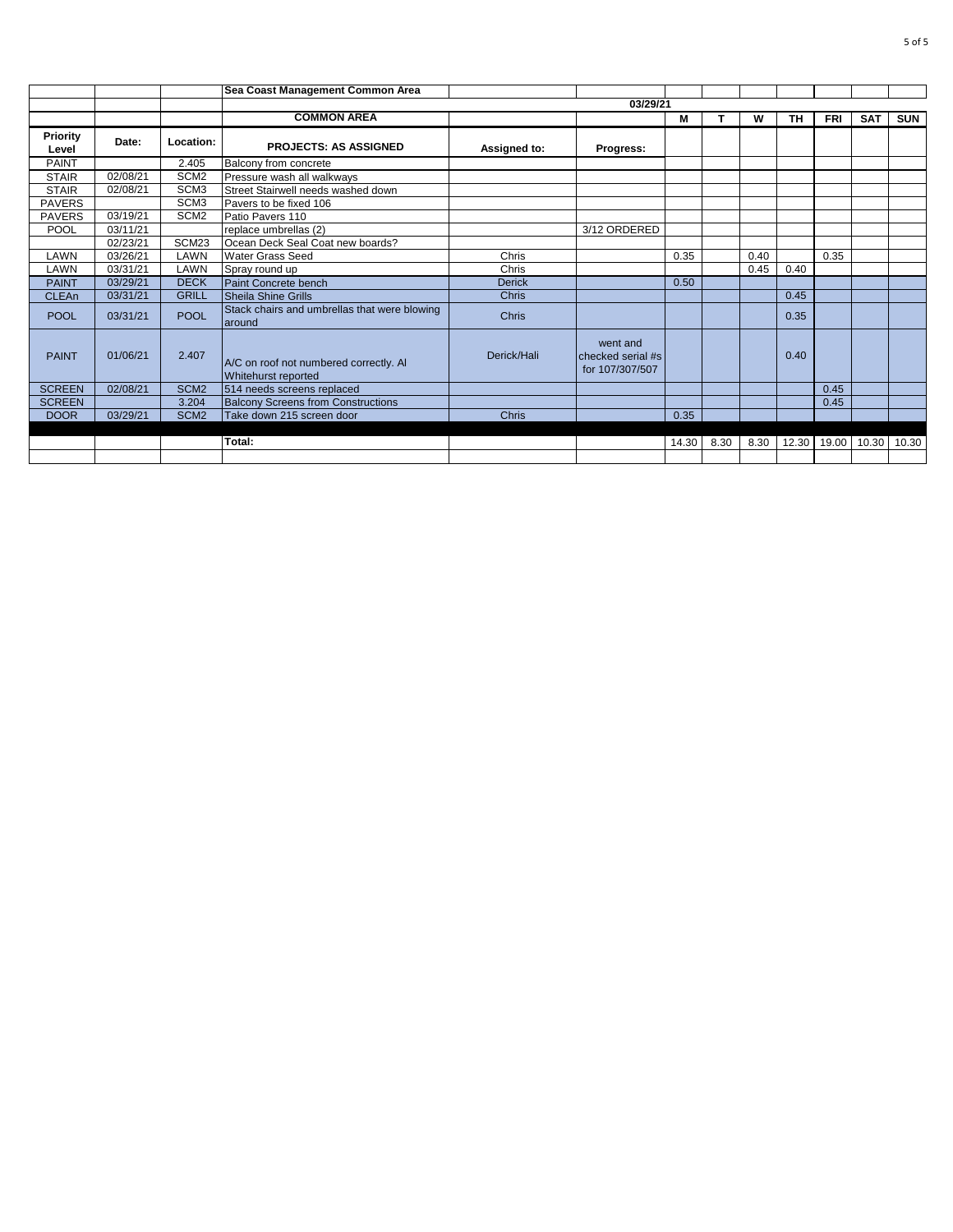| | | | | | | | | | | | | |
|---|---|---|---|---|---|---|---|---|---|---|---|---|
| | | | **Sea Coast Management Common Area** | | | | | | | | | |
| | | | | | **03/29/21** | | | | | | | |
| | | | **COMMON AREA** | | | **M** | **T** | **W** | **TH** | **FRI** | **SAT** | **SUN** |
| **Priority Level** | **Date:** | **Location:** | **PROJECTS: AS ASSIGNED** | **Assigned to:** | **Progress:** | | | | | | | |
| PAINT | | 2.405 | Balcony from concrete | | | | | | | | | |
| STAIR | 02/08/21 | SCM2 | Pressure wash all walkways | | | | | | | | | |
| STAIR | 02/08/21 | SCM3 | Street Stairwell needs washed down | | | | | | | | | |
| PAVERS | | SCM3 | Pavers to be fixed 106 | | | | | | | | | |
| PAVERS | 03/19/21 | SCM2 | Patio Pavers 110 | | | | | | | | | |
| POOL | 03/11/21 | | replace umbrellas (2) | | 3/12 ORDERED | | | | | | | |
| | 02/23/21 | SCM23 | Ocean Deck Seal Coat new boards? | | | | | | | | | |
| LAWN | 03/26/21 | LAWN | Water Grass Seed | Chris | | 0.35 | | 0.40 | | 0.35 | | |
| LAWN | 03/31/21 | LAWN | Spray round up | Chris | | | | 0.45 | 0.40 | | | |
| PAINT | 03/29/21 | DECK | Paint Concrete bench | Derick | | 0.50 | | | | | | |
| CLEAn | 03/31/21 | GRILL | Sheila Shine Grills | Chris | | | | | 0.45 | | | |
| POOL | 03/31/21 | POOL | Stack chairs and umbrellas that were blowing around | Chris | | | | | 0.35 | | | |
| PAINT | 01/06/21 | 2.407 | A/C on roof not numbered correctly. Al Whitehurst reported | Derick/Hali | went and checked serial #s for 107/307/507 | | | | 0.40 | | | |
| SCREEN | 02/08/21 | SCM2 | 514 needs screens replaced | | | | | | | 0.45 | | |
| SCREEN | | 3.204 | Balcony Screens from Constructions | | | | | | | 0.45 | | |
| DOOR | 03/29/21 | SCM2 | Take down 215 screen door | Chris | | 0.35 | | | | | | |
| | | | | | | | | | | | | |
| | | | **Total:** | | | 14.30 | 8.30 | 8.30 | 12.30 | 19.00 | 10.30 | 10.30 |
| | | | | | | | | | | | | |